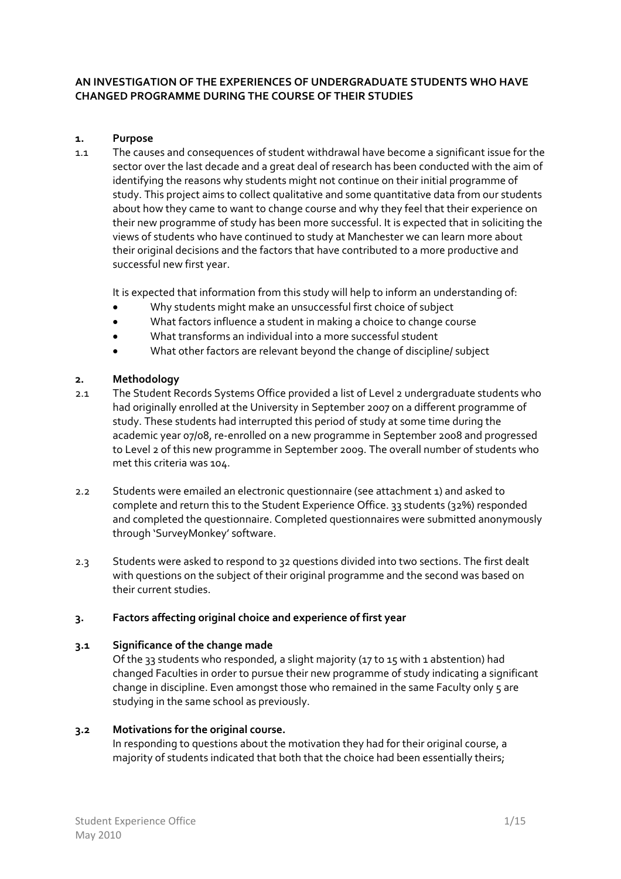**AN INVESTIGATION OF THE EXPERIENCES OF UNDERGRADUATE STUDENTS WHO HAVE CHANGED PROGRAMME DURING THE COURSE OF THEIR STUDIES**

## 1. Purpose

1.1 The causes and consequences of student withdrawal have become a significant issue for the sector over the last decade and a great deal of research has been conducted with the aim of identifying the reasons why students might not continue on their initial programme of study. This project aims to collect qualitative and some quantitative data from our students about how they came to want to change course and why they feel that their experience on their new programme of study has been more successful. It is expected that in soliciting the views of students who have continued to study at Manchester we can learn more about their original decisions and the factors that have contributed to a more productive and successful new first year.

It is expected that information from this study will help to inform an understanding of:

- Why students might make an unsuccessful first choice of subject
- What factors influence a student in making a choice to change course
- What transforms an individual into a more successful student
- What other factors are relevant beyond the change of discipline/ subject

## 2. Methodology

2.1 The Student Records Systems Office provided a list of Level 2 undergraduate students who had originally enrolled at the University in September 2007 on a different programme of study. These students had interrupted this period of study at some time during the academic year 07/08, re-enrolled on a new programme in September 2008 and progressed to Level 2 of this new programme in September 2009. The overall number of students who met this criteria was 104.

2.2 Students were emailed an electronic questionnaire (see attachment 1) and asked to complete and return this to the Student Experience Office. 33 students (32%) responded and completed the questionnaire. Completed questionnaires were submitted anonymously through 'SurveyMonkey' software.

2.3 Students were asked to respond to 32 questions divided into two sections. The first dealt with questions on the subject of their original programme and the second was based on their current studies.

## 3. Factors affecting original choice and experience of first year

### 3.1 Significance of the change made

Of the 33 students who responded, a slight majority (17 to 15 with 1 abstention) had changed Faculties in order to pursue their new programme of study indicating a significant change in discipline. Even amongst those who remained in the same Faculty only 5 are studying in the same school as previously.

### 3.2 Motivations for the original course.

In responding to questions about the motivation they had for their original course, a majority of students indicated that both that the choice had been essentially theirs;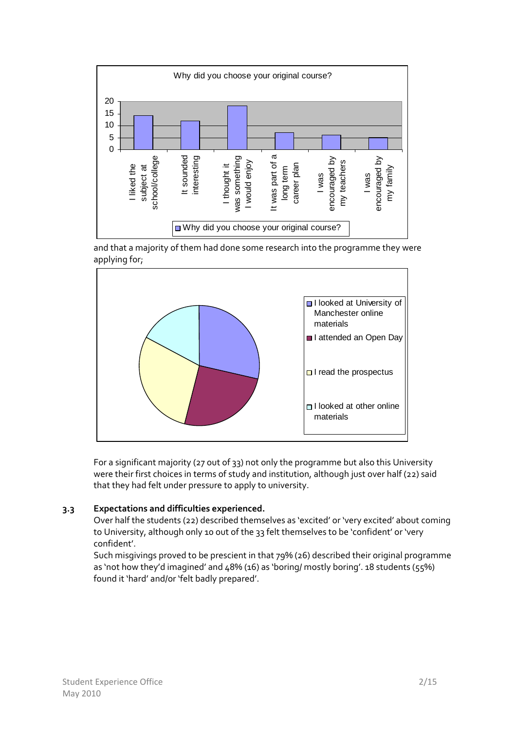and that a majority of them had done some research into the programme they were applying for;

For a significant majority (27 out of 33) not only the programme but also this University were their first choices in terms of study and institution, although just over half (22) said that they had felt under pressure to apply to university.

### 3.3 Expectations and difficulties experienced.

Over half the students (22) described themselves as 'excited' or 'very excited' about coming to University, although only 10 out of the 33 felt themselves to be 'confident' or 'very confident'.

Such misgivings proved to be prescient in that 79% (26) described their original programme as 'not how they'd imagined' and 48% (16) as 'boring/ mostly boring'. 18 students (55%) found it 'hard' and/or 'felt badly prepared'.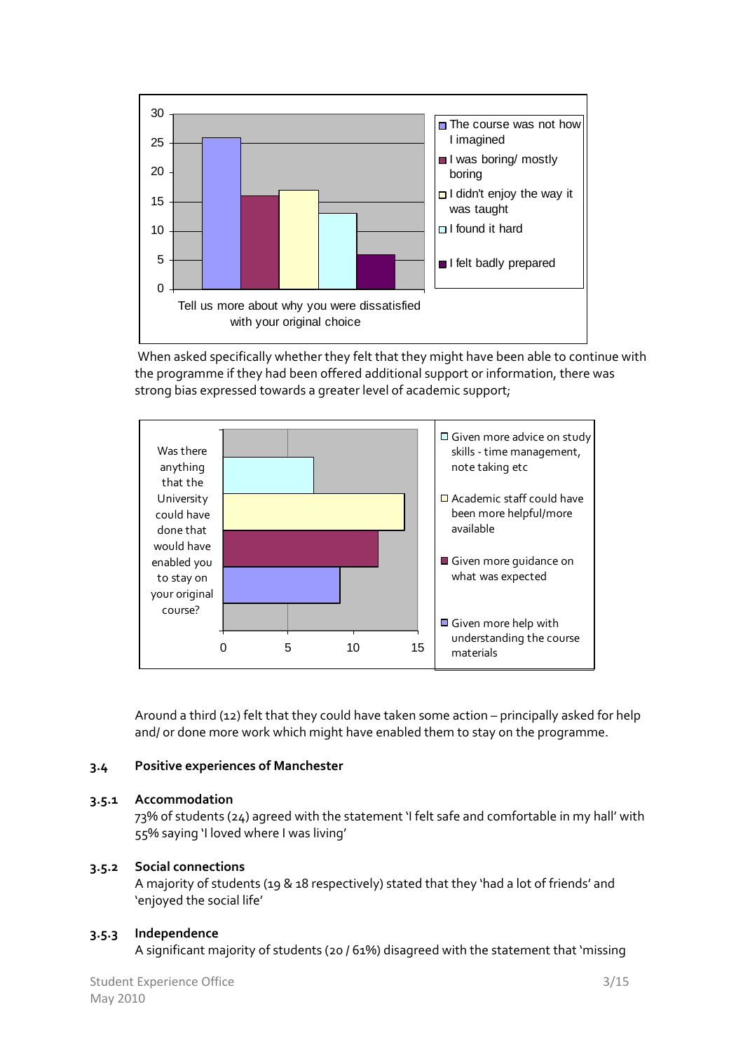When asked specifically whether they felt that they might have been able to continue with the programme if they had been offered additional support or information, there was strong bias expressed towards a greater level of academic support;

Around a third (12) felt that they could have taken some action – principally asked for help and/ or done more work which might have enabled them to stay on the programme.

## 3.4 Positive experiences of Manchester

### 3.5.1 Accommodation

73% of students (24) agreed with the statement 'I felt safe and comfortable in my hall' with 55% saying 'I loved where I was living'

### 3.5.2 Social connections

A majority of students (19 & 18 respectively) stated that they 'had a lot of friends' and 'enjoyed the social life'

### 3.5.3 Independence

A significant majority of students (20 / 61%) disagreed with the statement that 'missing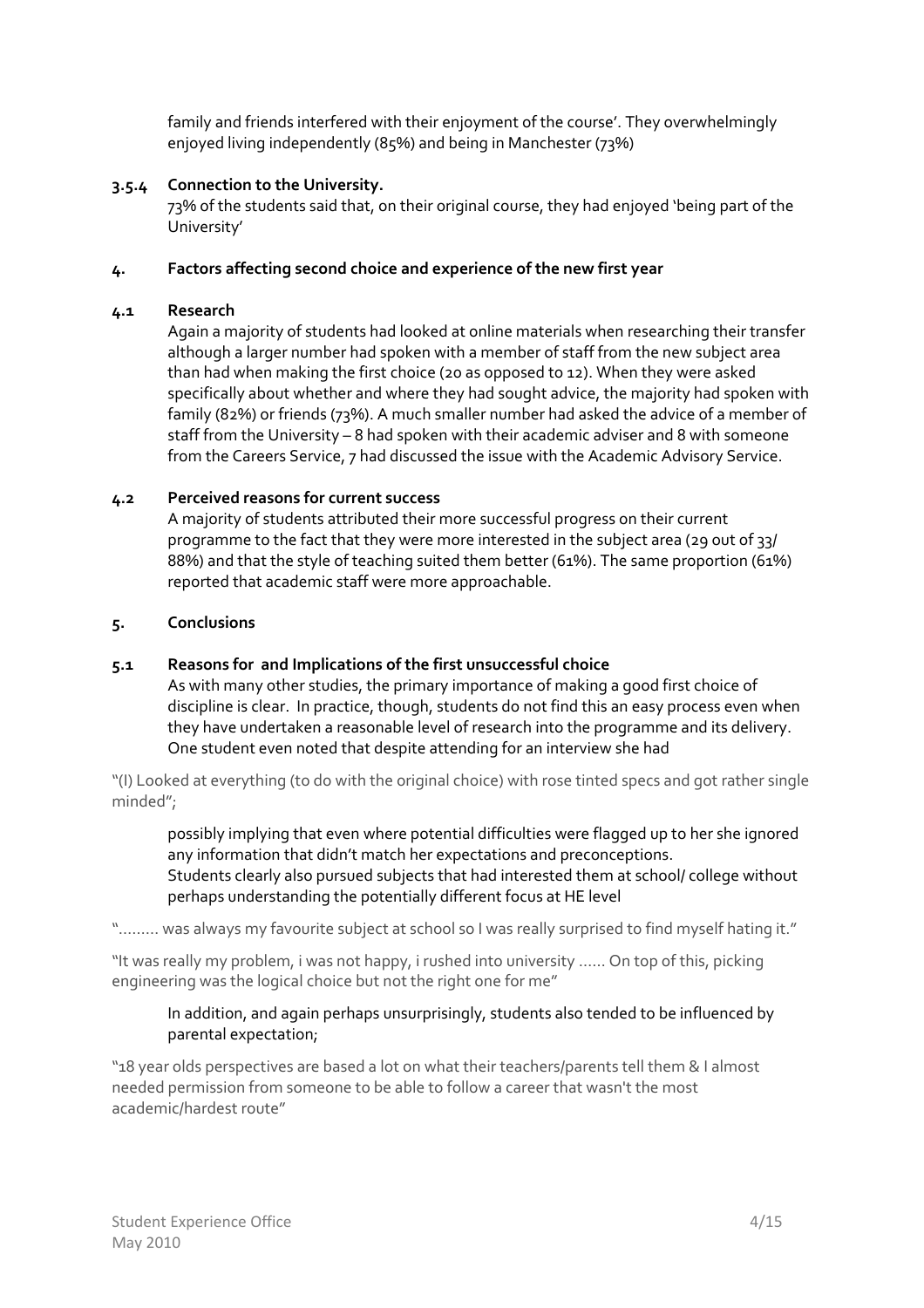family and friends interfered with their enjoyment of the course'. They overwhelmingly enjoyed living independently (85%) and being in Manchester (73%)

#### 3.5.4 Connection to the University.

73% of the students said that, on their original course, they had enjoyed 'being part of the University'

## 4. Factors affecting second choice and experience of the new first year

### 4.1 Research

Again a majority of students had looked at online materials when researching their transfer although a larger number had spoken with a member of staff from the new subject area than had when making the first choice (20 as opposed to 12). When they were asked specifically about whether and where they had sought advice, the majority had spoken with family (82%) or friends (73%). A much smaller number had asked the advice of a member of staff from the University – 8 had spoken with their academic adviser and 8 with someone from the Careers Service, 7 had discussed the issue with the Academic Advisory Service.

### 4.2 Perceived reasons for current success

A majority of students attributed their more successful progress on their current programme to the fact that they were more interested in the subject area (29 out of 33/ 88%) and that the style of teaching suited them better (61%). The same proportion (61%) reported that academic staff were more approachable.

## 5. Conclusions

### 5.1 Reasons for and Implications of the first unsuccessful choice

As with many other studies, the primary importance of making a good first choice of discipline is clear. In practice, though, students do not find this an easy process even when they have undertaken a reasonable level of research into the programme and its delivery. One student even noted that despite attending for an interview she had

"(I) Looked at everything (to do with the original choice) with rose tinted specs and got rather single minded";

possibly implying that even where potential difficulties were flagged up to her she ignored any information that didn't match her expectations and preconceptions.
Students clearly also pursued subjects that had interested them at school/ college without perhaps understanding the potentially different focus at HE level

"……… was always my favourite subject at school so I was really surprised to find myself hating it."

"It was really my problem, i was not happy, i rushed into university …… On top of this, picking engineering was the logical choice but not the right one for me"

In addition, and again perhaps unsurprisingly, students also tended to be influenced by parental expectation;

"18 year olds perspectives are based a lot on what their teachers/parents tell them & I almost needed permission from someone to be able to follow a career that wasn't the most academic/hardest route"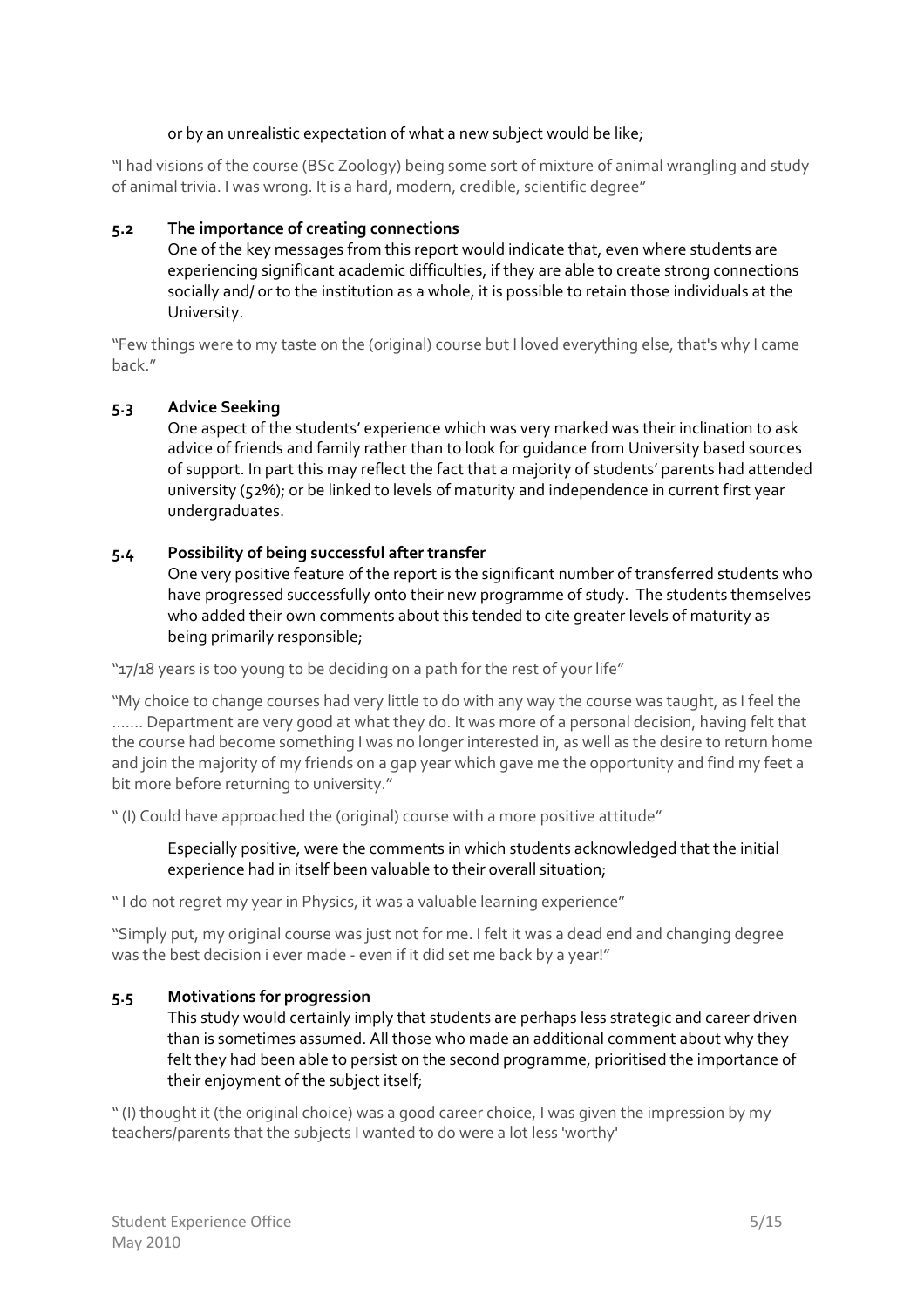or by an unrealistic expectation of what a new subject would be like;

"I had visions of the course (BSc Zoology) being some sort of mixture of animal wrangling and study of animal trivia. I was wrong. It is a hard, modern, credible, scientific degree"

### 5.2 The importance of creating connections

One of the key messages from this report would indicate that, even where students are experiencing significant academic difficulties, if they are able to create strong connections socially and/ or to the institution as a whole, it is possible to retain those individuals at the University.

"Few things were to my taste on the (original) course but I loved everything else, that's why I came back."

### 5.3 Advice Seeking

One aspect of the students' experience which was very marked was their inclination to ask advice of friends and family rather than to look for guidance from University based sources of support. In part this may reflect the fact that a majority of students' parents had attended university (52%); or be linked to levels of maturity and independence in current first year undergraduates.

### 5.4 Possibility of being successful after transfer

One very positive feature of the report is the significant number of transferred students who have progressed successfully onto their new programme of study. The students themselves who added their own comments about this tended to cite greater levels of maturity as being primarily responsible;

"17/18 years is too young to be deciding on a path for the rest of your life"

"My choice to change courses had very little to do with any way the course was taught, as I feel the ....... Department are very good at what they do. It was more of a personal decision, having felt that the course had become something I was no longer interested in, as well as the desire to return home and join the majority of my friends on a gap year which gave me the opportunity and find my feet a bit more before returning to university."

" (I) Could have approached the (original) course with a more positive attitude"

Especially positive, were the comments in which students acknowledged that the initial experience had in itself been valuable to their overall situation;

" I do not regret my year in Physics, it was a valuable learning experience"

"Simply put, my original course was just not for me. I felt it was a dead end and changing degree was the best decision i ever made - even if it did set me back by a year!"

### 5.5 Motivations for progression

This study would certainly imply that students are perhaps less strategic and career driven than is sometimes assumed. All those who made an additional comment about why they felt they had been able to persist on the second programme, prioritised the importance of their enjoyment of the subject itself;

" (I) thought it (the original choice) was a good career choice, I was given the impression by my teachers/parents that the subjects I wanted to do were a lot less 'worthy'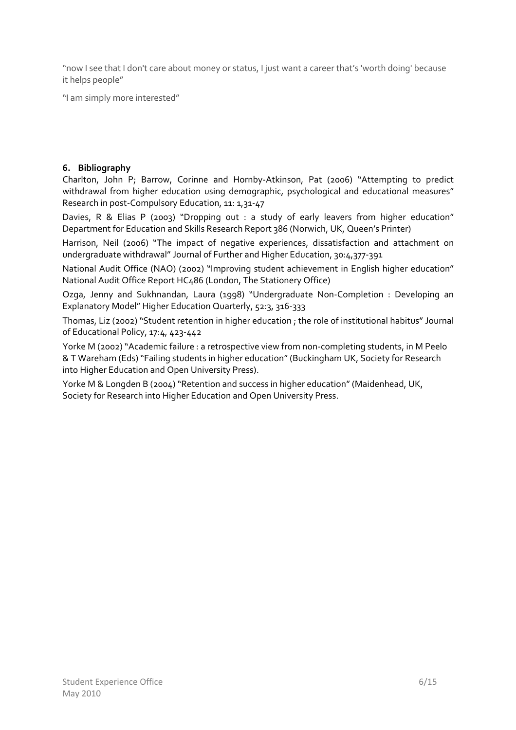"now I see that I don't care about money or status, I just want a career that's 'worth doing' because it helps people"

"I am simply more interested"

## 6. Bibliography

Charlton, John P; Barrow, Corinne and Hornby-Atkinson, Pat (2006) "Attempting to predict withdrawal from higher education using demographic, psychological and educational measures" Research in post-Compulsory Education, 11: 1,31-47

Davies, R & Elias P (2003) "Dropping out : a study of early leavers from higher education" Department for Education and Skills Research Report 386 (Norwich, UK, Queen's Printer)

Harrison, Neil (2006) "The impact of negative experiences, dissatisfaction and attachment on undergraduate withdrawal" Journal of Further and Higher Education, 30:4,377-391

National Audit Office (NAO) (2002) "Improving student achievement in English higher education" National Audit Office Report HC486 (London, The Stationery Office)

Ozga, Jenny and Sukhnandan, Laura (1998) "Undergraduate Non-Completion : Developing an Explanatory Model" Higher Education Quarterly, 52:3, 316-333

Thomas, Liz (2002) "Student retention in higher education ; the role of institutional habitus" Journal of Educational Policy, 17:4, 423-442

Yorke M (2002) "Academic failure : a retrospective view from non-completing students, in M Peelo & T Wareham (Eds) "Failing students in higher education" (Buckingham UK, Society for Research into Higher Education and Open University Press).

Yorke M & Longden B (2004) "Retention and success in higher education" (Maidenhead, UK, Society for Research into Higher Education and Open University Press.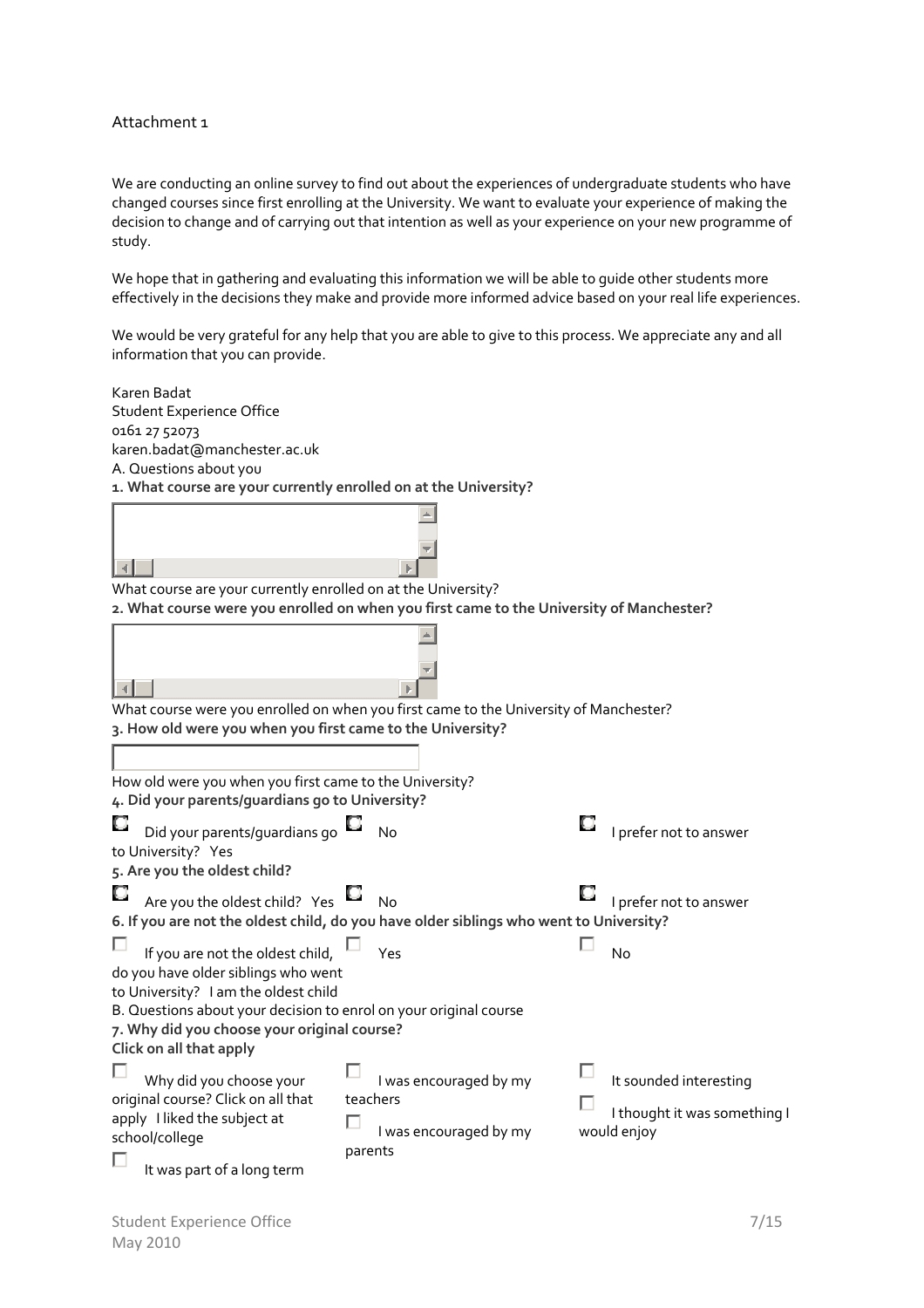Attachment 1

We are conducting an online survey to find out about the experiences of undergraduate students who have changed courses since first enrolling at the University. We want to evaluate your experience of making the decision to change and of carrying out that intention as well as your experience on your new programme of study.

We hope that in gathering and evaluating this information we will be able to guide other students more effectively in the decisions they make and provide more informed advice based on your real life experiences.

We would be very grateful for any help that you are able to give to this process. We appreciate any and all information that you can provide.

Karen Badat
Student Experience Office
0161 27 52073
karen.badat@manchester.ac.uk

A. Questions about you

**1. What course are your currently enrolled on at the University?**

What course are your currently enrolled on at the University?

**2. What course were you enrolled on when you first came to the University of Manchester?**

What course were you enrolled on when you first came to the University of Manchester?

**3. How old were you when you first came to the University?**

How old were you when you first came to the University?

**4. Did your parents/guardians go to University?**

- Did your parents/guardians go to University? Yes
- No
- I prefer not to answer

**5. Are you the oldest child?**

- Are you the oldest child? Yes
- No
- I prefer not to answer

**6. If you are not the oldest child, do you have older siblings who went to University?**

- If you are not the oldest child, do you have older siblings who went to University? I am the oldest child
- Yes
- No

B. Questions about your decision to enrol on your original course

**7. Why did you choose your original course?**
**Click on all that apply**

- Why did you choose your original course? Click on all that apply I liked the subject at school/college
- It was part of a long term
- I was encouraged by my teachers
- I was encouraged by my parents
- It sounded interesting
- I thought it was something I would enjoy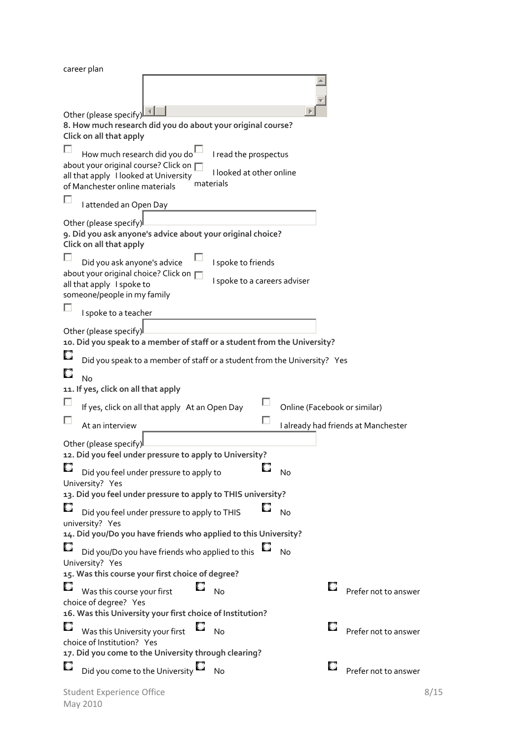career plan

Other (please specify) [ ]

**8. How much research did you do about your original course?**
**Click on all that apply**

- ☐ How much research did you do about your original course? Click on all that apply I looked at University of Manchester online materials
- ☐ I read the prospectus
- ☐ I looked at other online materials
- ☐ I attended an Open Day

Other (please specify) [ ]

**9. Did you ask anyone's advice about your original choice?**
**Click on all that apply**

- ☐ Did you ask anyone's advice about your original choice? Click on all that apply I spoke to someone/people in my family
- ☐ I spoke to friends
- ☐ I spoke to a careers adviser
- ☐ I spoke to a teacher

Other (please specify) [ ]

**10. Did you speak to a member of staff or a student from the University?**

- ○ Did you speak to a member of staff or a student from the University? Yes
- ○ No

**11. If yes, click on all that apply**

- ☐ If yes, click on all that apply At an Open Day
- ☐ Online (Facebook or similar)
- ☐ At an interview
- ☐ I already had friends at Manchester

Other (please specify) [ ]

**12. Did you feel under pressure to apply to University?**

- ○ Did you feel under pressure to apply to University? Yes
- ○ No

**13. Did you feel under pressure to apply to THIS university?**

- ○ Did you feel under pressure to apply to THIS university? Yes
- ○ No

**14. Did you/Do you have friends who applied to this University?**

- ○ Did you/Do you have friends who applied to this University? Yes
- ○ No

**15. Was this course your first choice of degree?**

- ○ Was this course your first choice of degree? Yes
- ○ No
- ○ Prefer not to answer

**16. Was this University your first choice of Institution?**

- ○ Was this University your first choice of Institution? Yes
- ○ No
- ○ Prefer not to answer

**17. Did you come to the University through clearing?**

- ○ Did you come to the University
- ○ No
- ○ Prefer not to answer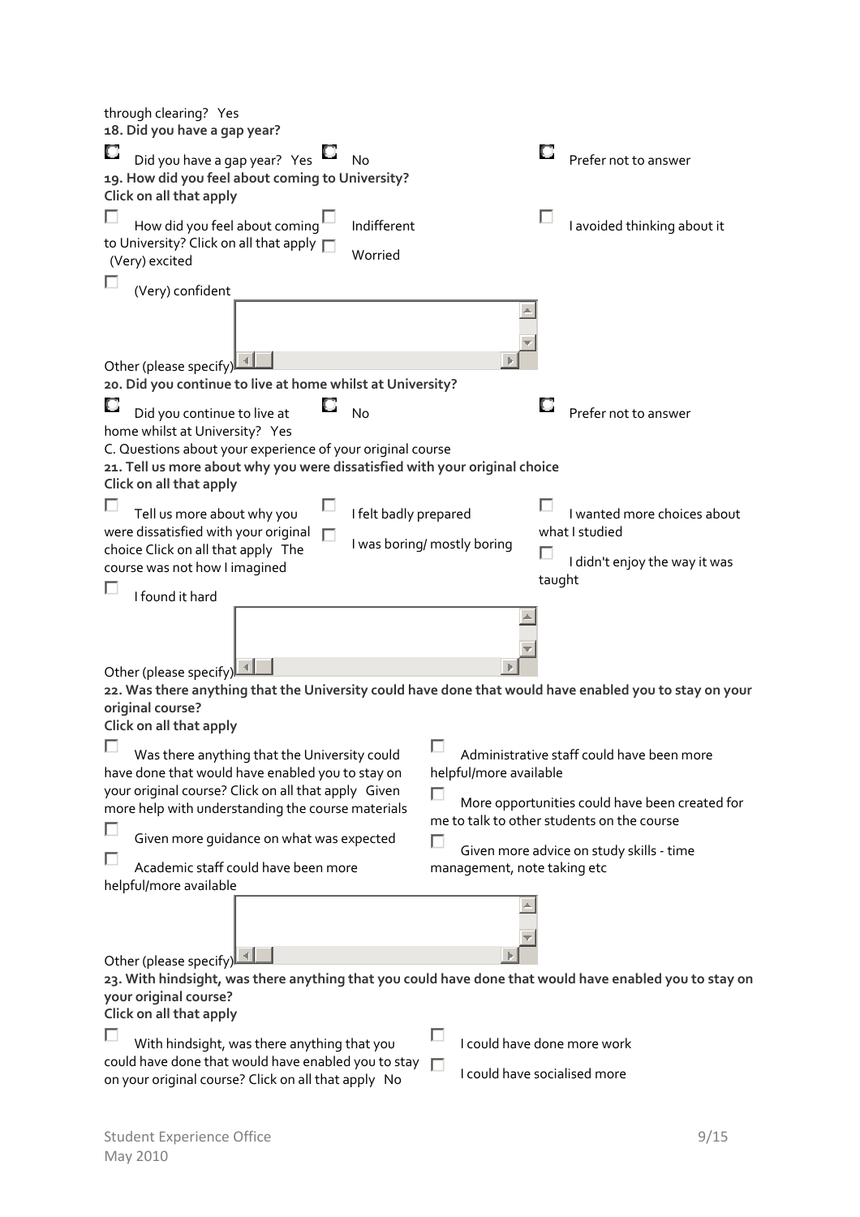through clearing? Yes

**18. Did you have a gap year?**

- Did you have a gap year? Yes
- No
- Prefer not to answer

**19. How did you feel about coming to University?**
**Click on all that apply**

- How did you feel about coming to University? Click on all that apply (Very) excited
- Indifferent
- Worried
- I avoided thinking about it
- (Very) confident

Other (please specify)

**20. Did you continue to live at home whilst at University?**

- Did you continue to live at home whilst at University? Yes
- No
- Prefer not to answer

C. Questions about your experience of your original course

**21. Tell us more about why you were dissatisfied with your original choice**
**Click on all that apply**

- Tell us more about why you were dissatisfied with your original choice Click on all that apply The course was not how I imagined
- I felt badly prepared
- I was boring/ mostly boring
- I wanted more choices about what I studied
- I didn't enjoy the way it was taught
- I found it hard

Other (please specify)

**22. Was there anything that the University could have done that would have enabled you to stay on your original course?**
**Click on all that apply**

- Was there anything that the University could have done that would have enabled you to stay on your original course? Click on all that apply Given more help with understanding the course materials
- Given more guidance on what was expected
- Academic staff could have been more helpful/more available
- Administrative staff could have been more helpful/more available
- More opportunities could have been created for me to talk to other students on the course
- Given more advice on study skills - time management, note taking etc

Other (please specify)

**23. With hindsight, was there anything that you could have done that would have enabled you to stay on your original course?**
**Click on all that apply**

- With hindsight, was there anything that you could have done that would have enabled you to stay on your original course? Click on all that apply No
- I could have done more work
- I could have socialised more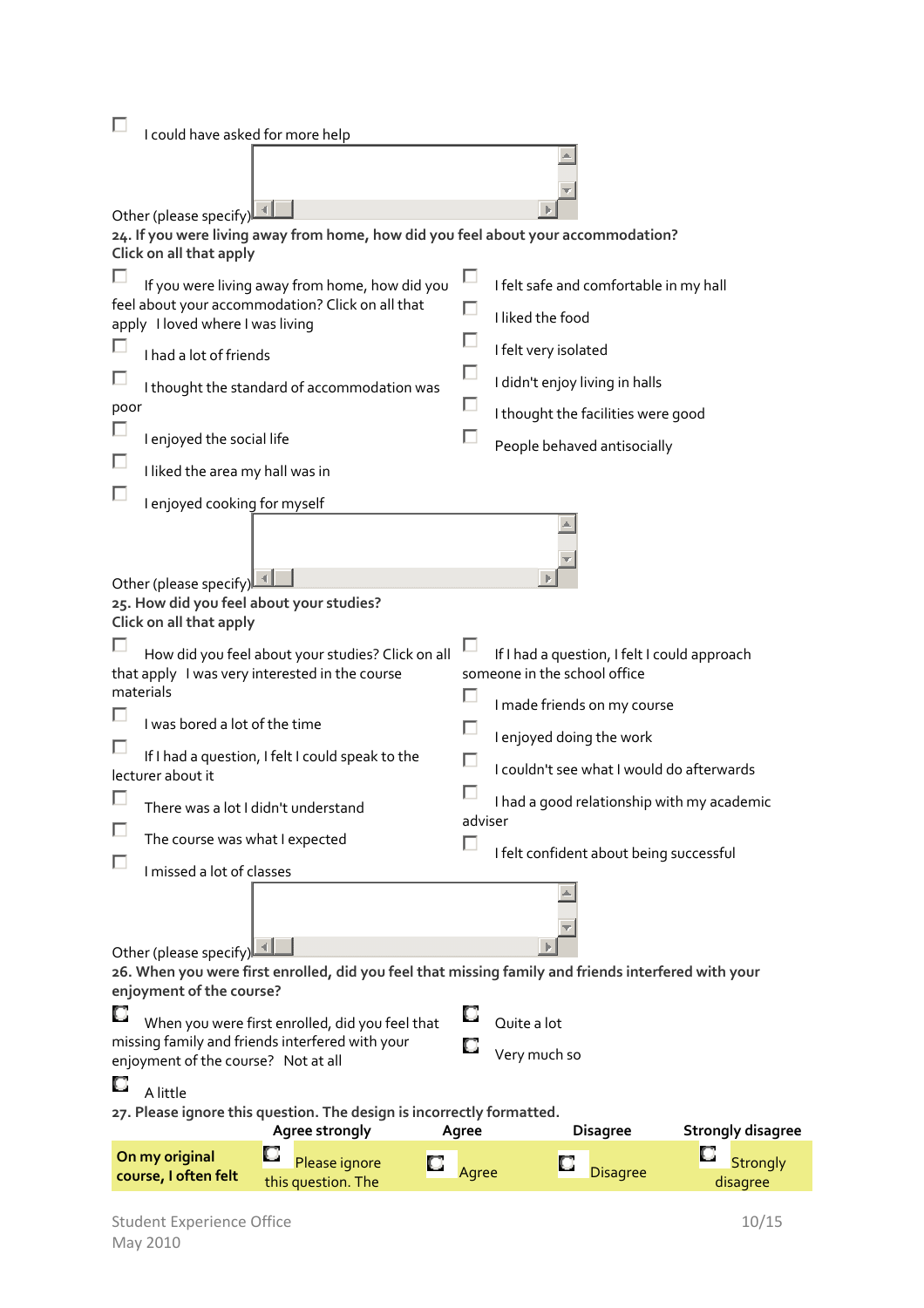- [ ] I could have asked for more help

Other (please specify)

**24. If you were living away from home, how did you feel about your accommodation? Click on all that apply**

- [ ] If you were living away from home, how did you feel about your accommodation? Click on all that apply I loved where I was living
- [ ] I had a lot of friends
- [ ] I thought the standard of accommodation was poor
- [ ] I enjoyed the social life
- [ ] I liked the area my hall was in
- [ ] I enjoyed cooking for myself
- [ ] I felt safe and comfortable in my hall
- [ ] I liked the food
- [ ] I felt very isolated
- [ ] I didn't enjoy living in halls
- [ ] I thought the facilities were good
- [ ] People behaved antisocially

Other (please specify)

**25. How did you feel about your studies? Click on all that apply**

- [ ] How did you feel about your studies? Click on all that apply I was very interested in the course materials
- [ ] I was bored a lot of the time
- [ ] If I had a question, I felt I could speak to the lecturer about it
- [ ] There was a lot I didn't understand
- [ ] The course was what I expected
- [ ] I missed a lot of classes
- [ ] If I had a question, I felt I could approach someone in the school office
- [ ] I made friends on my course
- [ ] I enjoyed doing the work
- [ ] I couldn't see what I would do afterwards
- [ ] I had a good relationship with my academic adviser
- [ ] I felt confident about being successful

Other (please specify)

**26. When you were first enrolled, did you feel that missing family and friends interfered with your enjoyment of the course?**

- ○ When you were first enrolled, did you feel that missing family and friends interfered with your enjoyment of the course? Not at all
- ○ A little
- ○ Quite a lot
- ○ Very much so

**27. Please ignore this question. The design is incorrectly formatted.**

| | Agree strongly | Agree | Disagree | Strongly disagree |
|---|---|---|---|---|
| **On my original course, I often felt** | ○ Please ignore this question. The | ○ Agree | ○ Disagree | ○ Strongly disagree |

Student Experience Office
May 2010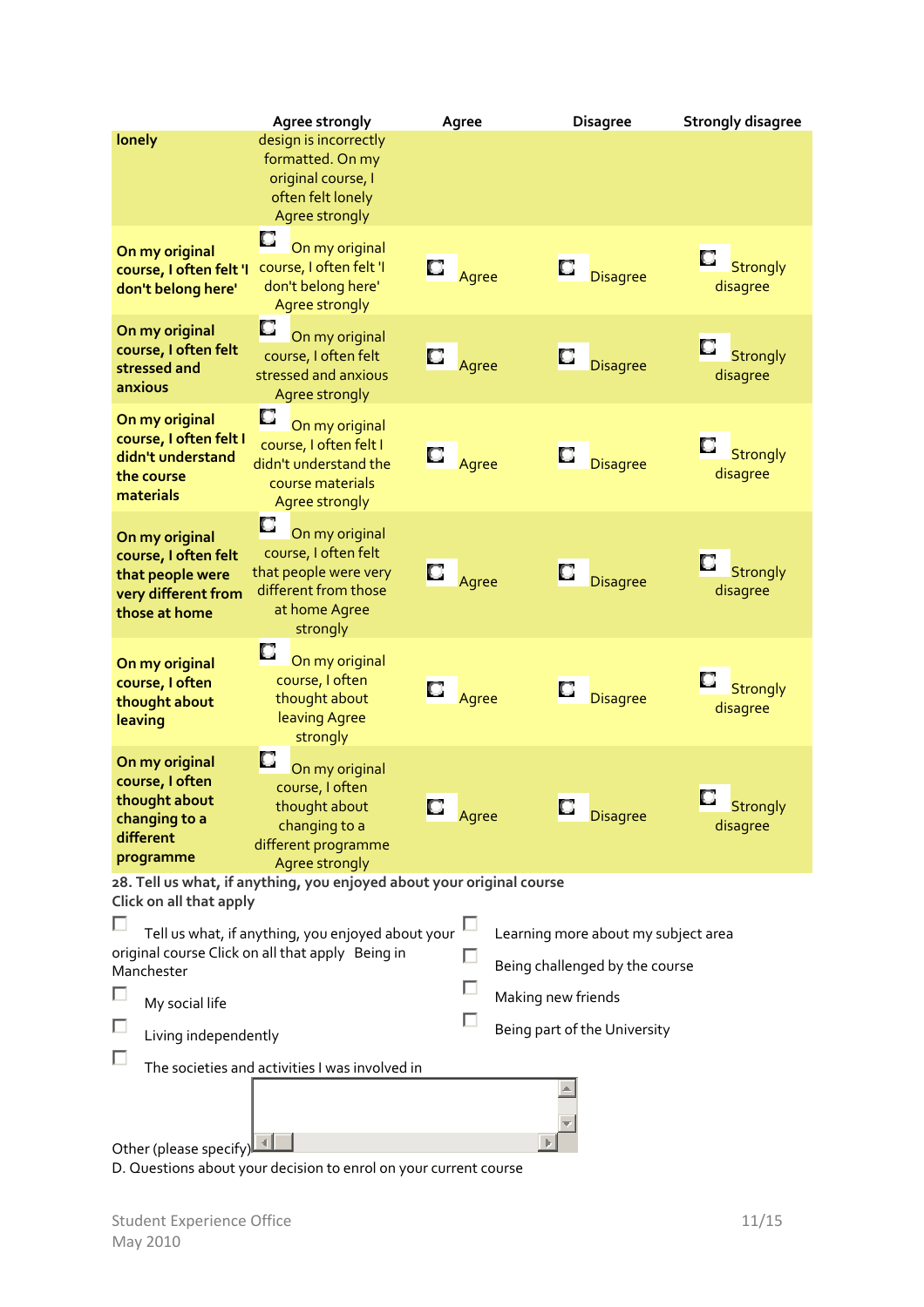| | Agree strongly | Agree | Disagree | Strongly disagree |
|---|---|---|---|---|
| **lonely** | design is incorrectly formatted. On my original course, I often felt lonely Agree strongly | | | |
| **On my original course, I often felt 'I don't belong here'** | On my original course, I often felt 'I don't belong here' Agree strongly | Agree | Disagree | Strongly disagree |
| **On my original course, I often felt stressed and anxious** | On my original course, I often felt stressed and anxious Agree strongly | Agree | Disagree | Strongly disagree |
| **On my original course, I often felt I didn't understand the course materials** | On my original course, I often felt I didn't understand the course materials Agree strongly | Agree | Disagree | Strongly disagree |
| **On my original course, I often felt that people were very different from those at home** | On my original course, I often felt that people were very different from those at home Agree strongly | Agree | Disagree | Strongly disagree |
| **On my original course, I often thought about leaving** | On my original course, I often thought about leaving Agree strongly | Agree | Disagree | Strongly disagree |
| **On my original course, I often thought about changing to a different programme** | On my original course, I often thought about changing to a different programme Agree strongly | Agree | Disagree | Strongly disagree |

**28. Tell us what, if anything, you enjoyed about your original course**
**Click on all that apply**

- ☐ Tell us what, if anything, you enjoyed about your original course Click on all that apply Being in Manchester
- ☐ My social life
- ☐ Living independently
- ☐ The societies and activities I was involved in
- ☐ Learning more about my subject area
- ☐ Being challenged by the course
- ☐ Making new friends
- ☐ Being part of the University

Other (please specify)

D. Questions about your decision to enrol on your current course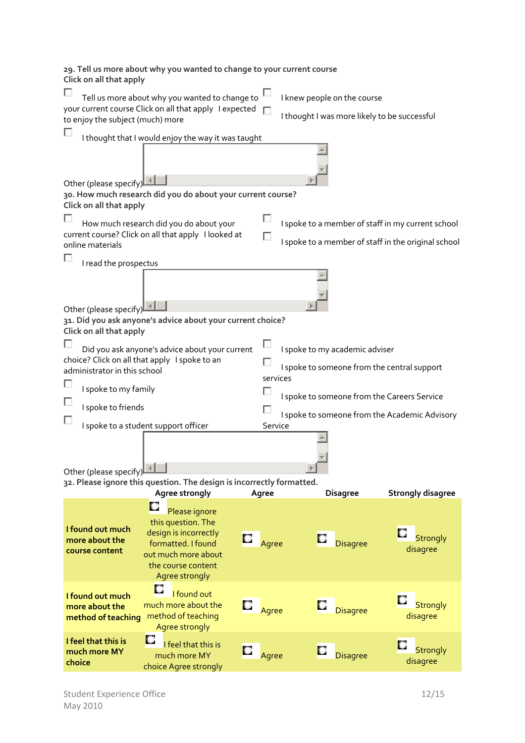**29. Tell us more about why you wanted to change to your current course**
**Click on all that apply**

- ☐ Tell us more about why you wanted to change to your current course Click on all that apply I expected to enjoy the subject (much) more
- ☐ I knew people on the course
- ☐ I thought I was more likely to be successful
- ☐ I thought that I would enjoy the way it was taught

Other (please specify)

**30. How much research did you do about your current course?**
**Click on all that apply**

- ☐ How much research did you do about your current course? Click on all that apply I looked at online materials
- ☐ I spoke to a member of staff in my current school
- ☐ I spoke to a member of staff in the original school
- ☐ I read the prospectus

Other (please specify)

**31. Did you ask anyone's advice about your current choice?**
**Click on all that apply**

- ☐ Did you ask anyone's advice about your current choice? Click on all that apply I spoke to an administrator in this school
- ☐ I spoke to my academic adviser
- ☐ I spoke to someone from the central support services
- ☐ I spoke to my family
- ☐ I spoke to someone from the Careers Service
- ☐ I spoke to friends
- ☐ I spoke to someone from the Academic Advisory Service
- ☐ I spoke to a student support officer

Other (please specify)

**32. Please ignore this question. The design is incorrectly formatted.**

| | Agree strongly | Agree | Disagree | Strongly disagree |
|---|---|---|---|---|
| **I found out much more about the course content** | Please ignore this question. The design is incorrectly formatted. I found out much more about the course content Agree strongly | Agree | Disagree | Strongly disagree |
| **I found out much more about the method of teaching** | I found out much more about the method of teaching Agree strongly | Agree | Disagree | Strongly disagree |
| **I feel that this is much more MY choice** | I feel that this is much more MY choice Agree strongly | Agree | Disagree | Strongly disagree |

Student Experience Office
May 2010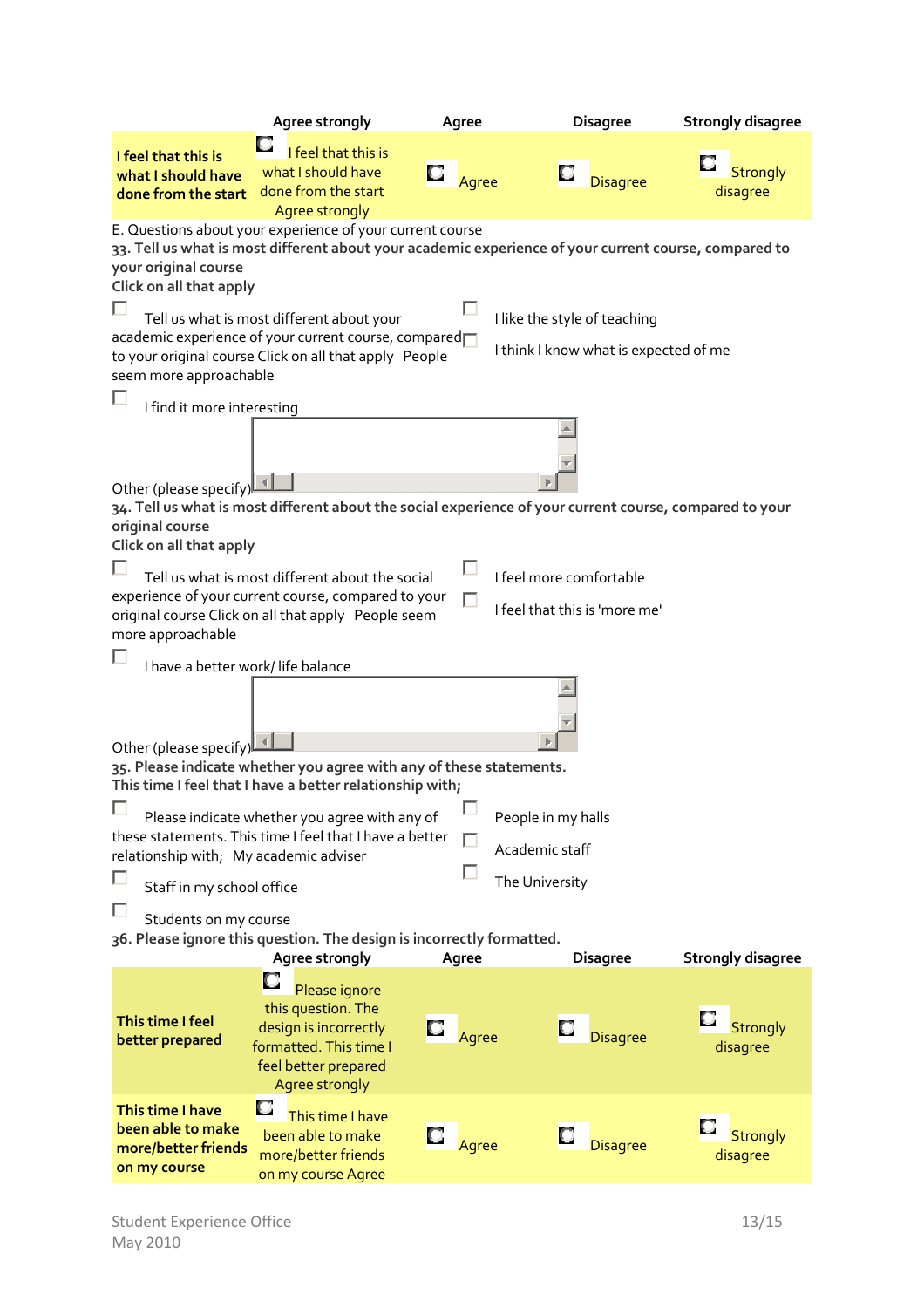| | Agree strongly | Agree | Disagree | Strongly disagree |
|---|---|---|---|---|
| **I feel that this is what I should have done from the start** | I feel that this is what I should have done from the start Agree strongly | Agree | Disagree | Strongly disagree |

E. Questions about your experience of your current course

**33. Tell us what is most different about your academic experience of your current course, compared to your original course**
**Click on all that apply**

- Tell us what is most different about your academic experience of your current course, compared to your original course Click on all that apply People seem more approachable
- I like the style of teaching
- I think I know what is expected of me
- I find it more interesting

Other (please specify)

**34. Tell us what is most different about the social experience of your current course, compared to your original course**
**Click on all that apply**

- Tell us what is most different about the social experience of your current course, compared to your original course Click on all that apply People seem more approachable
- I feel more comfortable
- I feel that this is 'more me'
- I have a better work/ life balance

Other (please specify)

**35. Please indicate whether you agree with any of these statements.**
**This time I feel that I have a better relationship with;**

- Please indicate whether you agree with any of these statements. This time I feel that I have a better relationship with; My academic adviser
- People in my halls
- Academic staff
- The University
- Staff in my school office
- Students on my course

**36. Please ignore this question. The design is incorrectly formatted.**

| | Agree strongly | Agree | Disagree | Strongly disagree |
|---|---|---|---|---|
| **This time I feel better prepared** | Please ignore this question. The design is incorrectly formatted. This time I feel better prepared Agree strongly | Agree | Disagree | Strongly disagree |
| **This time I have been able to make more/better friends on my course** | This time I have been able to make more/better friends on my course Agree | Agree | Disagree | Strongly disagree |

Student Experience Office
May 2010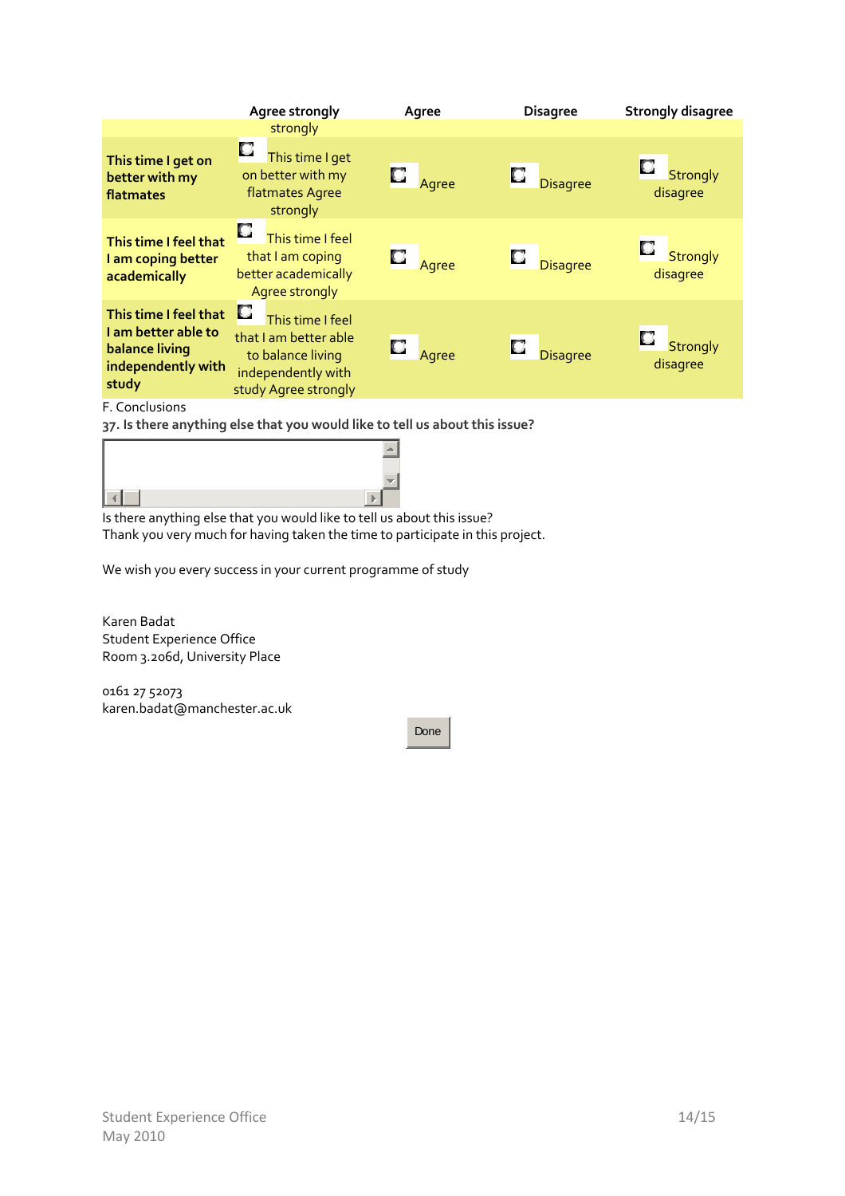| | Agree strongly | Agree | Disagree | Strongly disagree |
|---|---|---|---|---|
| | strongly | | | |
| **This time I get on better with my flatmates** | This time I get on better with my flatmates Agree strongly | Agree | Disagree | Strongly disagree |
| **This time I feel that I am coping better academically** | This time I feel that I am coping better academically Agree strongly | Agree | Disagree | Strongly disagree |
| **This time I feel that I am better able to balance living independently with study** | This time I feel that I am better able to balance living independently with study Agree strongly | Agree | Disagree | Strongly disagree |

F. Conclusions

**37. Is there anything else that you would like to tell us about this issue?**

Is there anything else that you would like to tell us about this issue?

Thank you very much for having taken the time to participate in this project.

We wish you every success in your current programme of study

Karen Badat
Student Experience Office
Room 3.206d, University Place

0161 27 52073
karen.badat@manchester.ac.uk

Done

Student Experience Office
May 2010